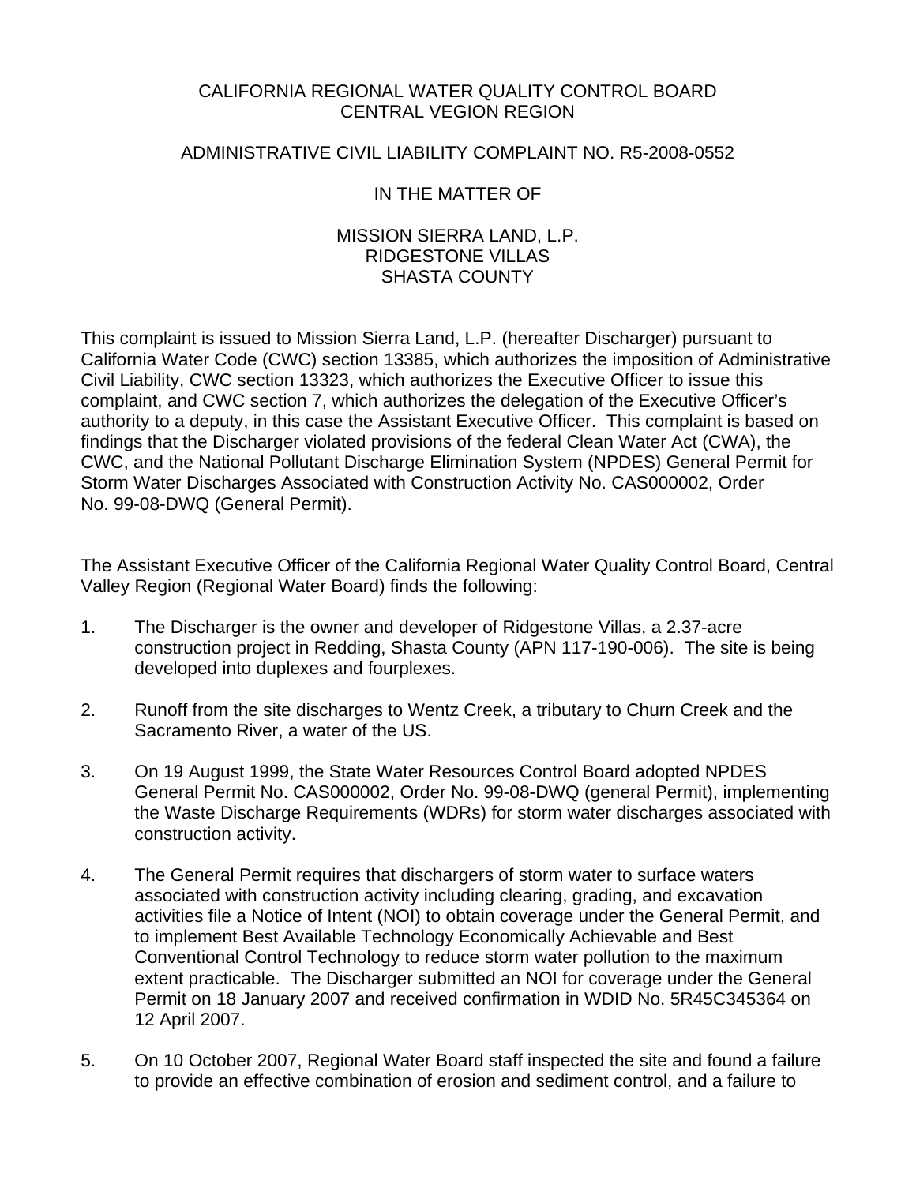# CALIFORNIA REGIONAL WATER QUALITY CONTROL BOARD
# CENTRAL VEGION REGION

## ADMINISTRATIVE CIVIL LIABILITY COMPLAINT NO. R5-2008-0552

## IN THE MATTER OF

## MISSION SIERRA LAND, L.P.
## RIDGESTONE VILLAS
## SHASTA COUNTY

This complaint is issued to Mission Sierra Land, L.P. (hereafter Discharger) pursuant to California Water Code (CWC) section 13385, which authorizes the imposition of Administrative Civil Liability, CWC section 13323, which authorizes the Executive Officer to issue this complaint, and CWC section 7, which authorizes the delegation of the Executive Officer's authority to a deputy, in this case the Assistant Executive Officer. This complaint is based on findings that the Discharger violated provisions of the federal Clean Water Act (CWA), the CWC, and the National Pollutant Discharge Elimination System (NPDES) General Permit for Storm Water Discharges Associated with Construction Activity No. CAS000002, Order No. 99-08-DWQ (General Permit).

The Assistant Executive Officer of the California Regional Water Quality Control Board, Central Valley Region (Regional Water Board) finds the following:

1. The Discharger is the owner and developer of Ridgestone Villas, a 2.37-acre construction project in Redding, Shasta County (APN 117-190-006). The site is being developed into duplexes and fourplexes.

2. Runoff from the site discharges to Wentz Creek, a tributary to Churn Creek and the Sacramento River, a water of the US.

3. On 19 August 1999, the State Water Resources Control Board adopted NPDES General Permit No. CAS000002, Order No. 99-08-DWQ (general Permit), implementing the Waste Discharge Requirements (WDRs) for storm water discharges associated with construction activity.

4. The General Permit requires that dischargers of storm water to surface waters associated with construction activity including clearing, grading, and excavation activities file a Notice of Intent (NOI) to obtain coverage under the General Permit, and to implement Best Available Technology Economically Achievable and Best Conventional Control Technology to reduce storm water pollution to the maximum extent practicable. The Discharger submitted an NOI for coverage under the General Permit on 18 January 2007 and received confirmation in WDID No. 5R45C345364 on 12 April 2007.

5. On 10 October 2007, Regional Water Board staff inspected the site and found a failure to provide an effective combination of erosion and sediment control, and a failure to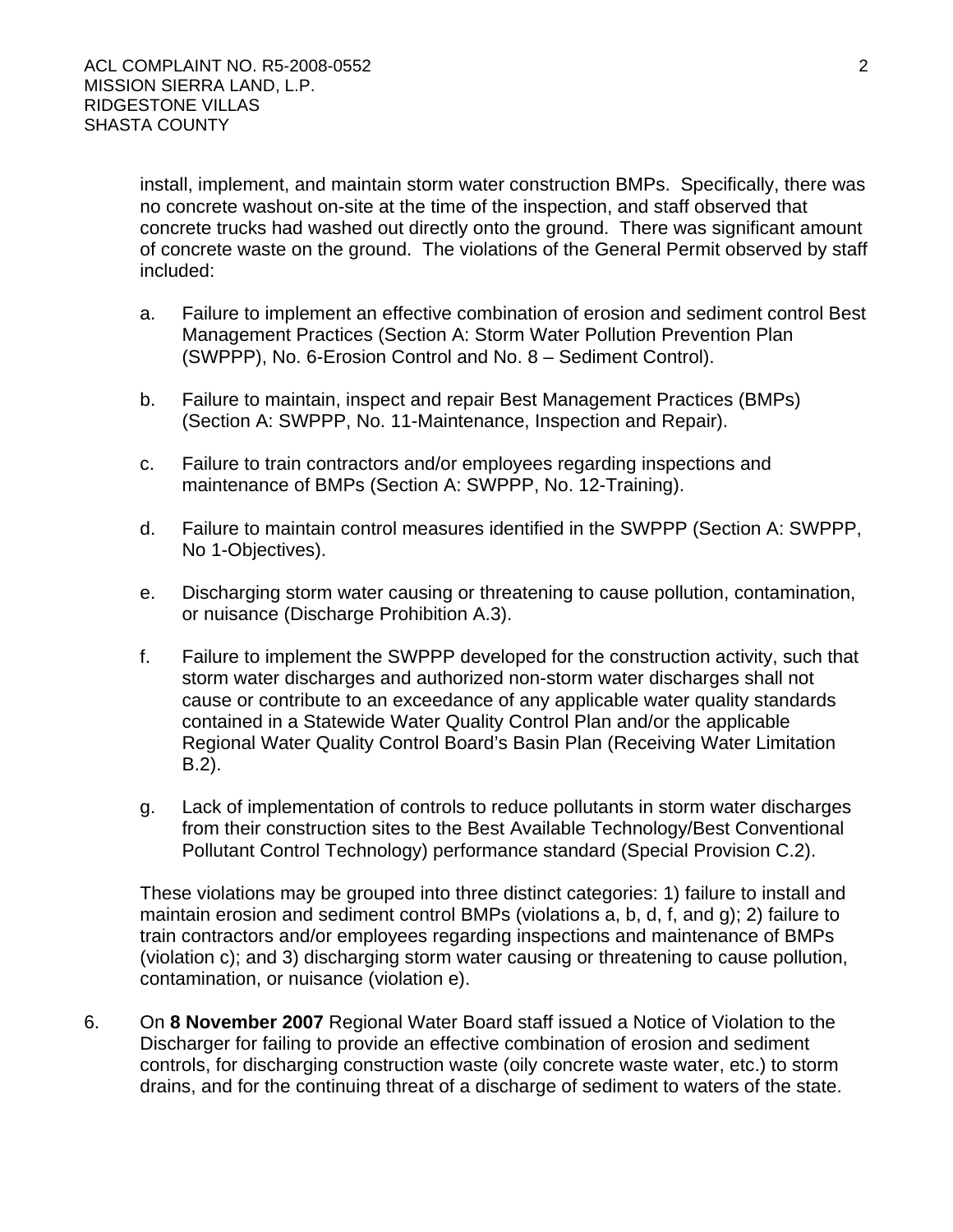install, implement, and maintain storm water construction BMPs. Specifically, there was no concrete washout on-site at the time of the inspection, and staff observed that concrete trucks had washed out directly onto the ground. There was significant amount of concrete waste on the ground. The violations of the General Permit observed by staff included:

a. Failure to implement an effective combination of erosion and sediment control Best Management Practices (Section A: Storm Water Pollution Prevention Plan (SWPPP), No. 6-Erosion Control and No. 8 – Sediment Control).

b. Failure to maintain, inspect and repair Best Management Practices (BMPs) (Section A: SWPPP, No. 11-Maintenance, Inspection and Repair).

c. Failure to train contractors and/or employees regarding inspections and maintenance of BMPs (Section A: SWPPP, No. 12-Training).

d. Failure to maintain control measures identified in the SWPPP (Section A: SWPPP, No 1-Objectives).

e. Discharging storm water causing or threatening to cause pollution, contamination, or nuisance (Discharge Prohibition A.3).

f. Failure to implement the SWPPP developed for the construction activity, such that storm water discharges and authorized non-storm water discharges shall not cause or contribute to an exceedance of any applicable water quality standards contained in a Statewide Water Quality Control Plan and/or the applicable Regional Water Quality Control Board's Basin Plan (Receiving Water Limitation B.2).

g. Lack of implementation of controls to reduce pollutants in storm water discharges from their construction sites to the Best Available Technology/Best Conventional Pollutant Control Technology) performance standard (Special Provision C.2).

These violations may be grouped into three distinct categories: 1) failure to install and maintain erosion and sediment control BMPs (violations a, b, d, f, and g); 2) failure to train contractors and/or employees regarding inspections and maintenance of BMPs (violation c); and 3) discharging storm water causing or threatening to cause pollution, contamination, or nuisance (violation e).

6. On **8 November 2007** Regional Water Board staff issued a Notice of Violation to the Discharger for failing to provide an effective combination of erosion and sediment controls, for discharging construction waste (oily concrete waste water, etc.) to storm drains, and for the continuing threat of a discharge of sediment to waters of the state.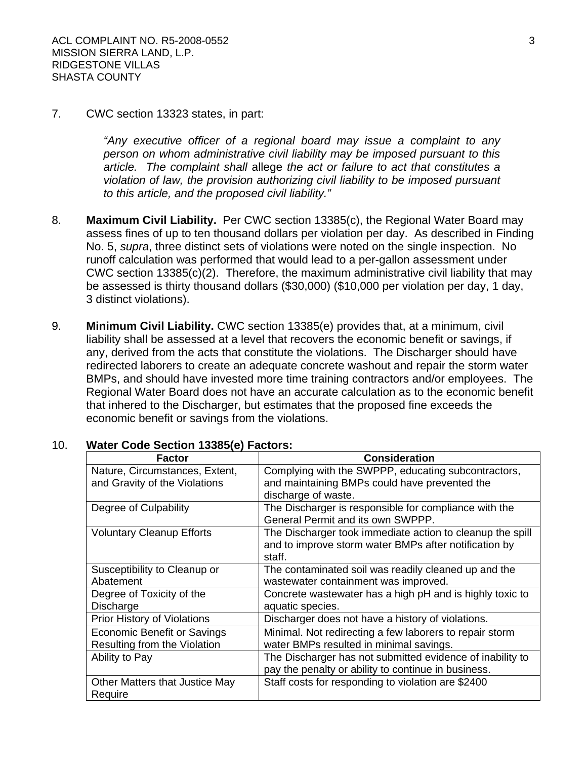7. CWC section 13323 states, in part:

   *"Any executive officer of a regional board may issue a complaint to any person on whom administrative civil liability may be imposed pursuant to this article. The complaint shall* allege *the act or failure to act that constitutes a violation of law, the provision authorizing civil liability to be imposed pursuant to this article, and the proposed civil liability."*

8. **Maximum Civil Liability.** Per CWC section 13385(c), the Regional Water Board may assess fines of up to ten thousand dollars per violation per day. As described in Finding No. 5, *supra*, three distinct sets of violations were noted on the single inspection. No runoff calculation was performed that would lead to a per-gallon assessment under CWC section 13385(c)(2). Therefore, the maximum administrative civil liability that may be assessed is thirty thousand dollars ($30,000) ($10,000 per violation per day, 1 day, 3 distinct violations).

9. **Minimum Civil Liability.** CWC section 13385(e) provides that, at a minimum, civil liability shall be assessed at a level that recovers the economic benefit or savings, if any, derived from the acts that constitute the violations. The Discharger should have redirected laborers to create an adequate concrete washout and repair the storm water BMPs, and should have invested more time training contractors and/or employees. The Regional Water Board does not have an accurate calculation as to the economic benefit that inhered to the Discharger, but estimates that the proposed fine exceeds the economic benefit or savings from the violations.

10. **Water Code Section 13385(e) Factors:**

| Factor | Consideration |
|---|---|
| Nature, Circumstances, Extent, and Gravity of the Violations | Complying with the SWPPP, educating subcontractors, and maintaining BMPs could have prevented the discharge of waste. |
| Degree of Culpability | The Discharger is responsible for compliance with the General Permit and its own SWPPP. |
| Voluntary Cleanup Efforts | The Discharger took immediate action to cleanup the spill and to improve storm water BMPs after notification by staff. |
| Susceptibility to Cleanup or Abatement | The contaminated soil was readily cleaned up and the wastewater containment was improved. |
| Degree of Toxicity of the Discharge | Concrete wastewater has a high pH and is highly toxic to aquatic species. |
| Prior History of Violations | Discharger does not have a history of violations. |
| Economic Benefit or Savings Resulting from the Violation | Minimal. Not redirecting a few laborers to repair storm water BMPs resulted in minimal savings. |
| Ability to Pay | The Discharger has not submitted evidence of inability to pay the penalty or ability to continue in business. |
| Other Matters that Justice May Require | Staff costs for responding to violation are $2400 |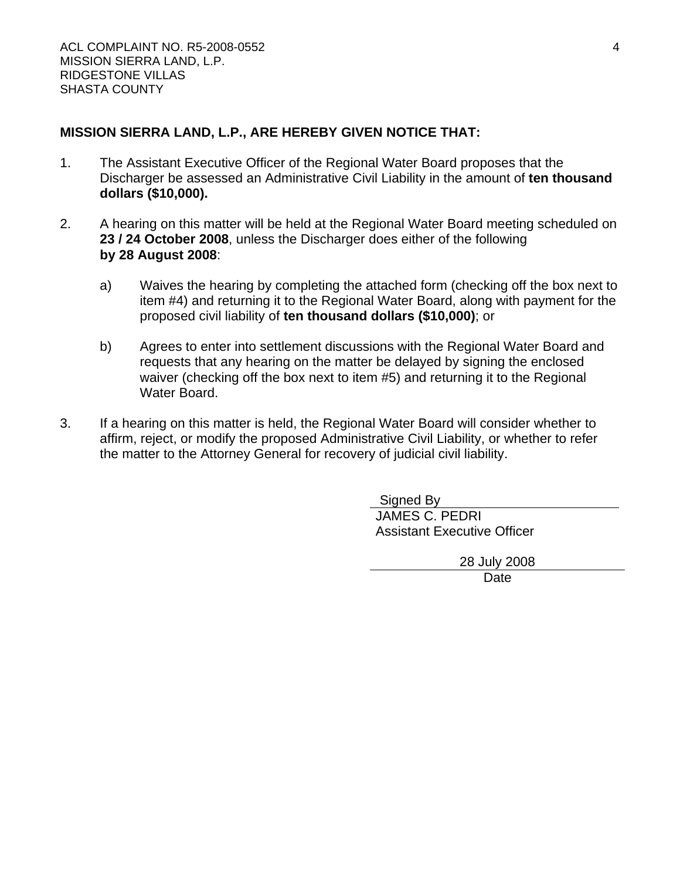**MISSION SIERRA LAND, L.P., ARE HEREBY GIVEN NOTICE THAT:**

1. The Assistant Executive Officer of the Regional Water Board proposes that the Discharger be assessed an Administrative Civil Liability in the amount of **ten thousand dollars ($10,000).**

2. A hearing on this matter will be held at the Regional Water Board meeting scheduled on **23 / 24 October 2008**, unless the Discharger does either of the following **by 28 August 2008**:

   a) Waives the hearing by completing the attached form (checking off the box next to item #4) and returning it to the Regional Water Board, along with payment for the proposed civil liability of **ten thousand dollars ($10,000)**; or

   b) Agrees to enter into settlement discussions with the Regional Water Board and requests that any hearing on the matter be delayed by signing the enclosed waiver (checking off the box next to item #5) and returning it to the Regional Water Board.

3. If a hearing on this matter is held, the Regional Water Board will consider whether to affirm, reject, or modify the proposed Administrative Civil Liability, or whether to refer the matter to the Attorney General for recovery of judicial civil liability.

Signed By
JAMES C. PEDRI
Assistant Executive Officer

28 July 2008
Date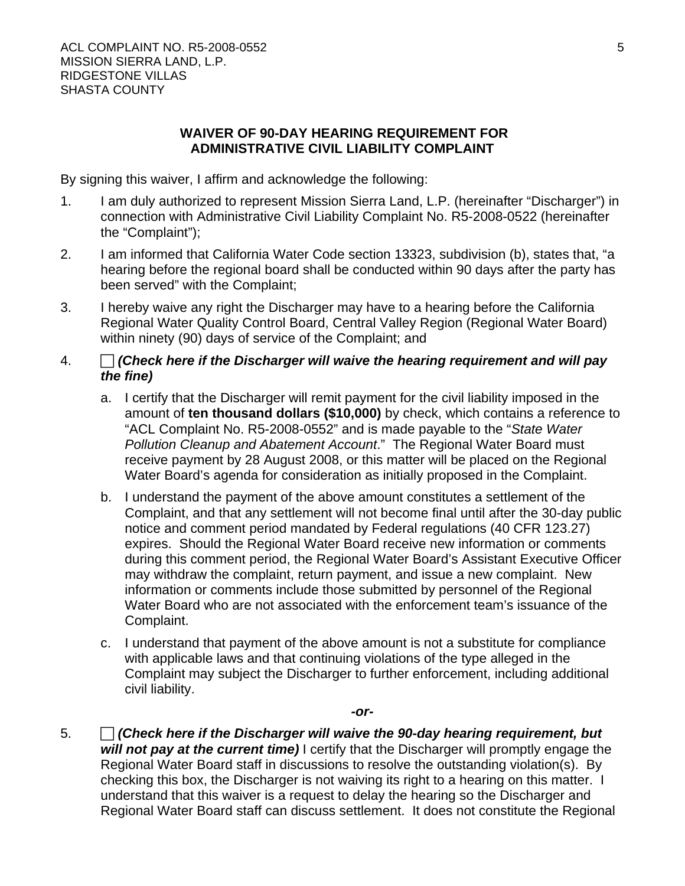## WAIVER OF 90-DAY HEARING REQUIREMENT FOR ADMINISTRATIVE CIVIL LIABILITY COMPLAINT

By signing this waiver, I affirm and acknowledge the following:

1. I am duly authorized to represent Mission Sierra Land, L.P. (hereinafter "Discharger") in connection with Administrative Civil Liability Complaint No. R5-2008-0522 (hereinafter the "Complaint");

2. I am informed that California Water Code section 13323, subdivision (b), states that, "a hearing before the regional board shall be conducted within 90 days after the party has been served" with the Complaint;

3. I hereby waive any right the Discharger may have to a hearing before the California Regional Water Quality Control Board, Central Valley Region (Regional Water Board) within ninety (90) days of service of the Complaint; and

4. ☐ ***(Check here if the Discharger will waive the hearing requirement and will pay the fine)***

   a. I certify that the Discharger will remit payment for the civil liability imposed in the amount of **ten thousand dollars ($10,000)** by check, which contains a reference to "ACL Complaint No. R5-2008-0552" and is made payable to the "*State Water Pollution Cleanup and Abatement Account*." The Regional Water Board must receive payment by 28 August 2008, or this matter will be placed on the Regional Water Board's agenda for consideration as initially proposed in the Complaint.

   b. I understand the payment of the above amount constitutes a settlement of the Complaint, and that any settlement will not become final until after the 30-day public notice and comment period mandated by Federal regulations (40 CFR 123.27) expires. Should the Regional Water Board receive new information or comments during this comment period, the Regional Water Board's Assistant Executive Officer may withdraw the complaint, return payment, and issue a new complaint. New information or comments include those submitted by personnel of the Regional Water Board who are not associated with the enforcement team's issuance of the Complaint.

   c. I understand that payment of the above amount is not a substitute for compliance with applicable laws and that continuing violations of the type alleged in the Complaint may subject the Discharger to further enforcement, including additional civil liability.

***-or-***

5. ☐ ***(Check here if the Discharger will waive the 90-day hearing requirement, but will not pay at the current time)*** I certify that the Discharger will promptly engage the Regional Water Board staff in discussions to resolve the outstanding violation(s). By checking this box, the Discharger is not waiving its right to a hearing on this matter. I understand that this waiver is a request to delay the hearing so the Discharger and Regional Water Board staff can discuss settlement. It does not constitute the Regional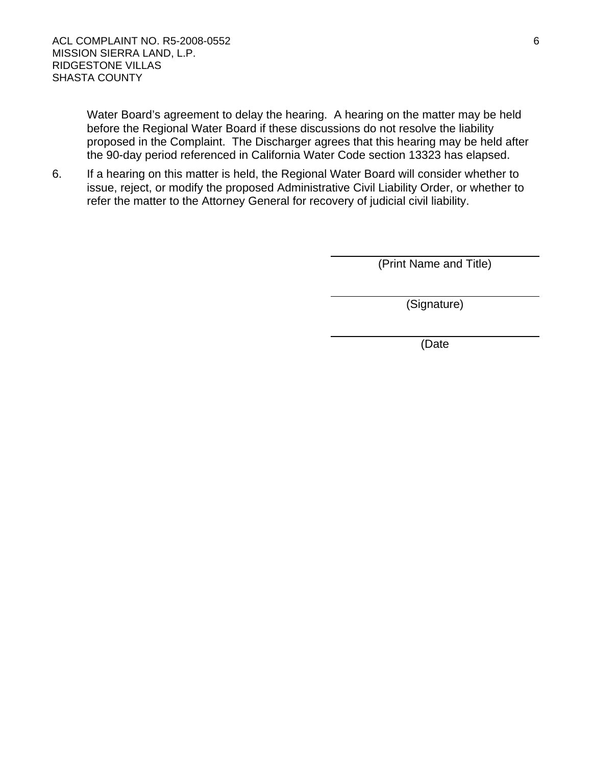Water Board's agreement to delay the hearing. A hearing on the matter may be held before the Regional Water Board if these discussions do not resolve the liability proposed in the Complaint. The Discharger agrees that this hearing may be held after the 90-day period referenced in California Water Code section 13323 has elapsed.

6. If a hearing on this matter is held, the Regional Water Board will consider whether to issue, reject, or modify the proposed Administrative Civil Liability Order, or whether to refer the matter to the Attorney General for recovery of judicial civil liability.

\_\_\_\_\_\_\_\_\_\_\_\_\_\_\_\_\_\_\_\_\_\_\_\_\_\_\_\_\_\_\_\_\_\_\_\_
(Print Name and Title)

\_\_\_\_\_\_\_\_\_\_\_\_\_\_\_\_\_\_\_\_\_\_\_\_\_\_\_\_\_\_\_\_\_\_\_\_
(Signature)

\_\_\_\_\_\_\_\_\_\_\_\_\_\_\_\_\_\_\_\_\_\_\_\_\_\_\_\_\_\_\_\_\_\_\_\_
(Date